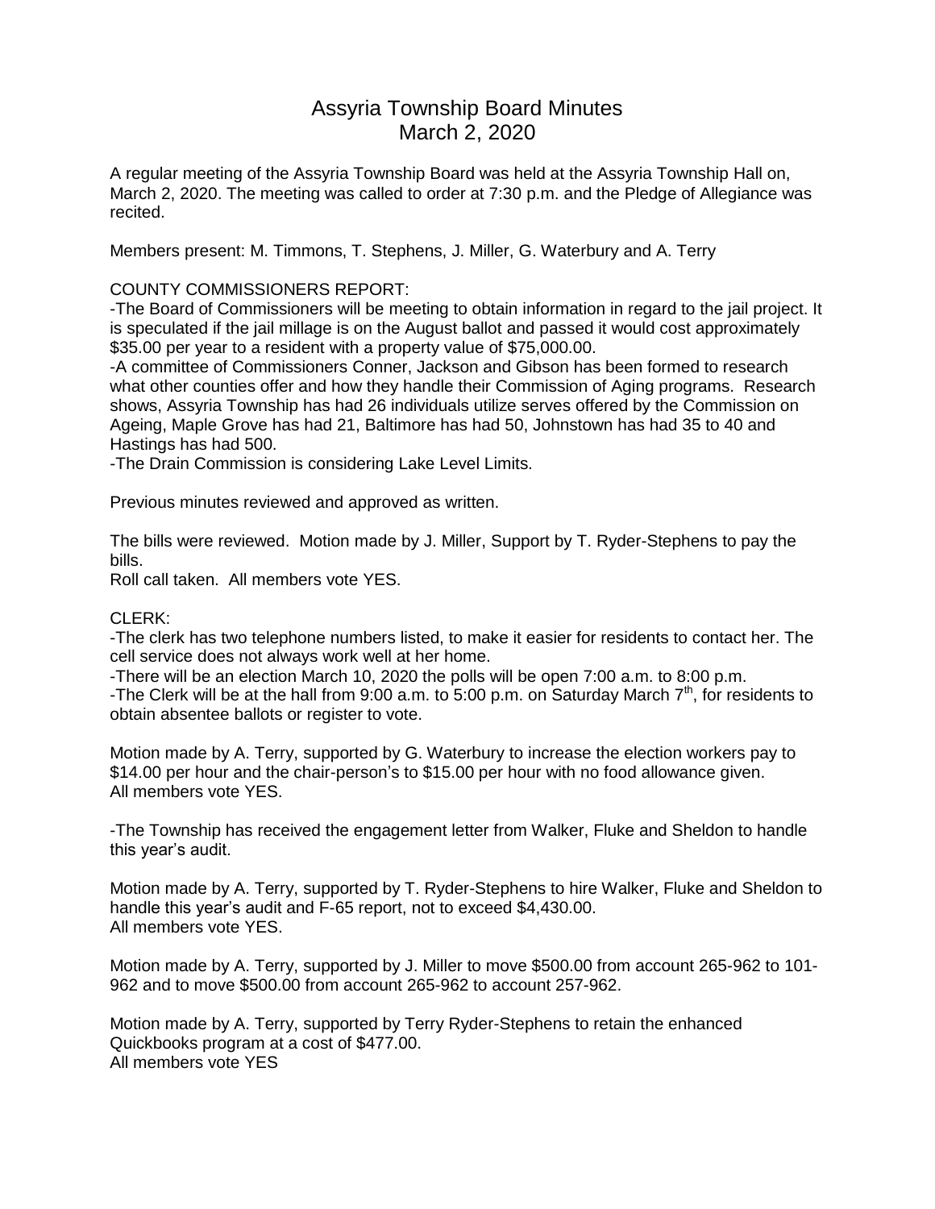# Assyria Township Board Minutes
## March 2, 2020

A regular meeting of the Assyria Township Board was held at the Assyria Township Hall on, March 2, 2020. The meeting was called to order at 7:30 p.m. and the Pledge of Allegiance was recited.

Members present: M. Timmons, T. Stephens, J. Miller, G. Waterbury and A. Terry

COUNTY COMMISSIONERS REPORT:

-The Board of Commissioners will be meeting to obtain information in regard to the jail project. It is speculated if the jail millage is on the August ballot and passed it would cost approximately $35.00 per year to a resident with a property value of $75,000.00.

-A committee of Commissioners Conner, Jackson and Gibson has been formed to research what other counties offer and how they handle their Commission of Aging programs. Research shows, Assyria Township has had 26 individuals utilize serves offered by the Commission on Ageing, Maple Grove has had 21, Baltimore has had 50, Johnstown has had 35 to 40 and Hastings has had 500.

-The Drain Commission is considering Lake Level Limits.

Previous minutes reviewed and approved as written.

The bills were reviewed. Motion made by J. Miller, Support by T. Ryder-Stephens to pay the bills.
Roll call taken. All members vote YES.

CLERK:

-The clerk has two telephone numbers listed, to make it easier for residents to contact her. The cell service does not always work well at her home.

-There will be an election March 10, 2020 the polls will be open 7:00 a.m. to 8:00 p.m.

-The Clerk will be at the hall from 9:00 a.m. to 5:00 p.m. on Saturday March 7th, for residents to obtain absentee ballots or register to vote.

Motion made by A. Terry, supported by G. Waterbury to increase the election workers pay to $14.00 per hour and the chair-person's to $15.00 per hour with no food allowance given.
All members vote YES.

-The Township has received the engagement letter from Walker, Fluke and Sheldon to handle this year's audit.

Motion made by A. Terry, supported by T. Ryder-Stephens to hire Walker, Fluke and Sheldon to handle this year's audit and F-65 report, not to exceed $4,430.00.
All members vote YES.

Motion made by A. Terry, supported by J. Miller to move $500.00 from account 265-962 to 101-962 and to move $500.00 from account 265-962 to account 257-962.

Motion made by A. Terry, supported by Terry Ryder-Stephens to retain the enhanced Quickbooks program at a cost of $477.00.
All members vote YES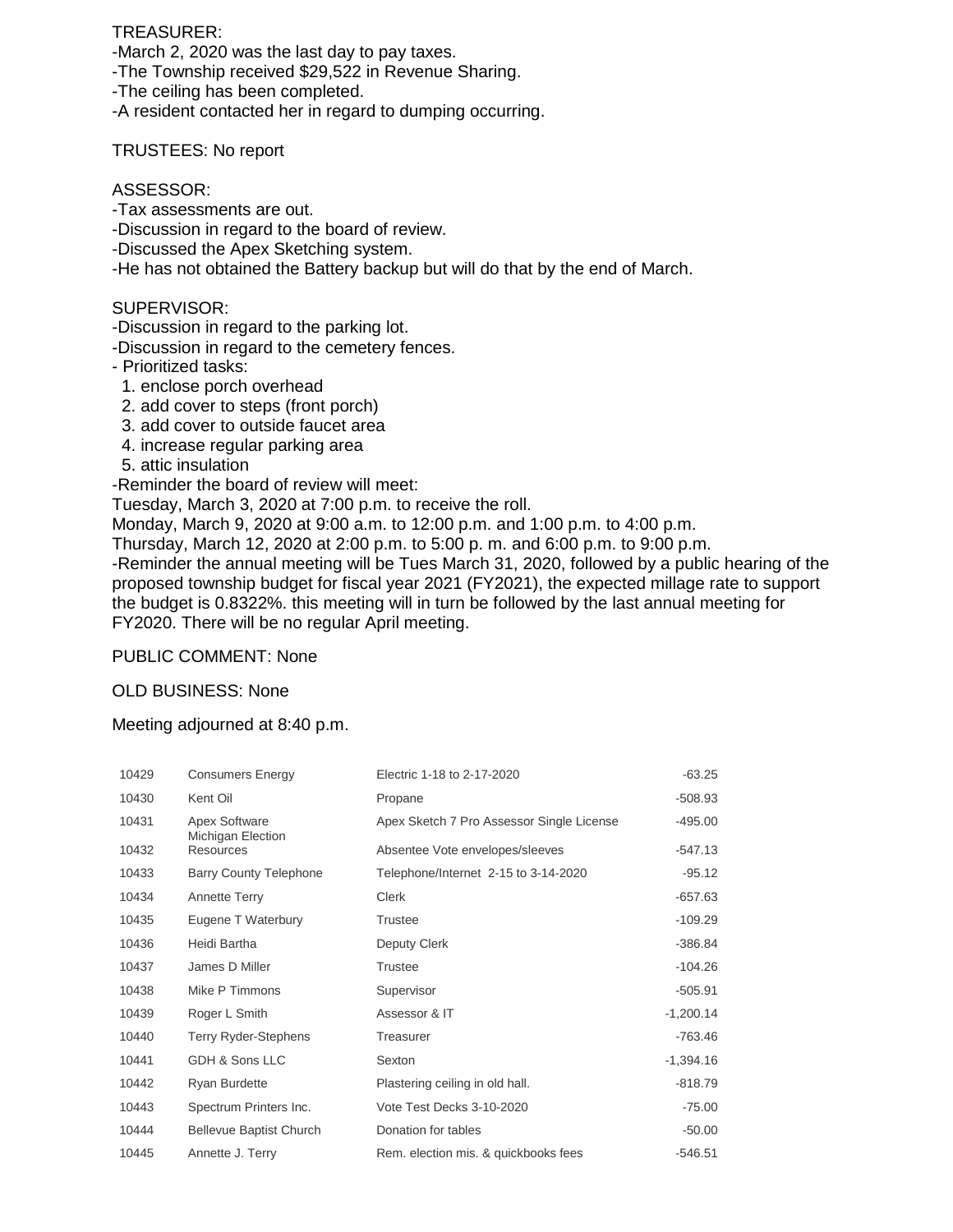TREASURER:

-March 2, 2020 was the last day to pay taxes.
-The Township received $29,522 in Revenue Sharing.
-The ceiling has been completed.
-A resident contacted her in regard to dumping occurring.

TRUSTEES: No report

ASSESSOR:

-Tax assessments are out.
-Discussion in regard to the board of review.
-Discussed the Apex Sketching system.
-He has not obtained the Battery backup but will do that by the end of March.

SUPERVISOR:

-Discussion in regard to the parking lot.
-Discussion in regard to the cemetery fences.
- Prioritized tasks:
  1. enclose porch overhead
  2. add cover to steps (front porch)
  3. add cover to outside faucet area
  4. increase regular parking area
  5. attic insulation

-Reminder the board of review will meet:
Tuesday, March 3, 2020 at 7:00 p.m. to receive the roll.
Monday, March 9, 2020 at 9:00 a.m. to 12:00 p.m. and 1:00 p.m. to 4:00 p.m.
Thursday, March 12, 2020 at 2:00 p.m. to 5:00 p. m. and 6:00 p.m. to 9:00 p.m.
-Reminder the annual meeting will be Tues March 31, 2020, followed by a public hearing of the proposed township budget for fiscal year 2021 (FY2021), the expected millage rate to support the budget is 0.8322%. this meeting will in turn be followed by the last annual meeting for FY2020. There will be no regular April meeting.

PUBLIC COMMENT: None

OLD BUSINESS: None

Meeting adjourned at 8:40 p.m.

| | | | |
|---|---|---|---|
| 10429 | Consumers Energy | Electric 1-18 to 2-17-2020 | -63.25 |
| 10430 | Kent Oil | Propane | -508.93 |
| 10431 | Apex Software | Apex Sketch 7 Pro Assessor Single License | -495.00 |
| 10432 | Michigan Election Resources | Absentee Vote envelopes/sleeves | -547.13 |
| 10433 | Barry County Telephone | Telephone/Internet 2-15 to 3-14-2020 | -95.12 |
| 10434 | Annette Terry | Clerk | -657.63 |
| 10435 | Eugene T Waterbury | Trustee | -109.29 |
| 10436 | Heidi Bartha | Deputy Clerk | -386.84 |
| 10437 | James D Miller | Trustee | -104.26 |
| 10438 | Mike P Timmons | Supervisor | -505.91 |
| 10439 | Roger L Smith | Assessor & IT | -1,200.14 |
| 10440 | Terry Ryder-Stephens | Treasurer | -763.46 |
| 10441 | GDH & Sons LLC | Sexton | -1,394.16 |
| 10442 | Ryan Burdette | Plastering ceiling in old hall. | -818.79 |
| 10443 | Spectrum Printers Inc. | Vote Test Decks 3-10-2020 | -75.00 |
| 10444 | Bellevue Baptist Church | Donation for tables | -50.00 |
| 10445 | Annette J. Terry | Rem. election mis. & quickbooks fees | -546.51 |